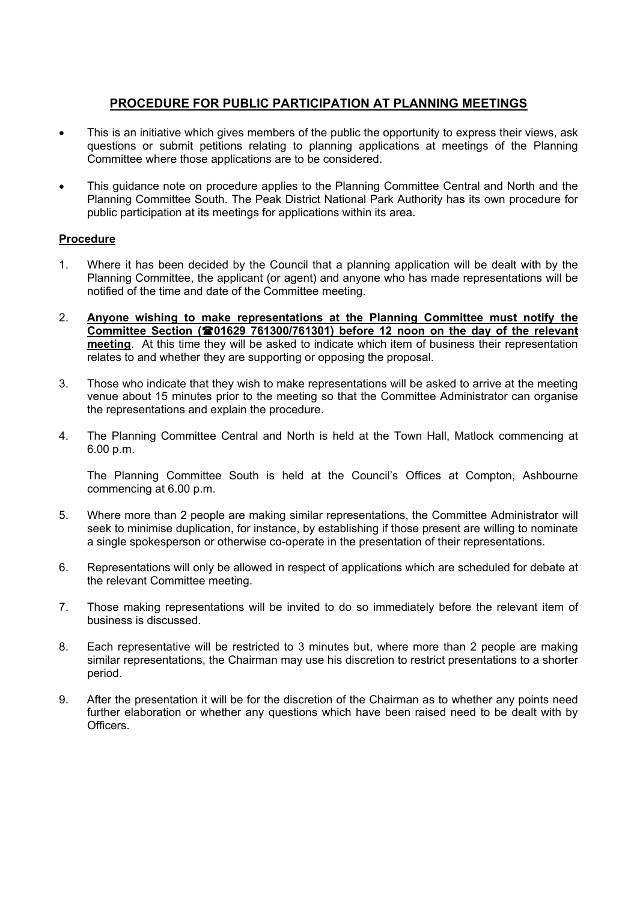## PROCEDURE FOR PUBLIC PARTICIPATION AT PLANNING MEETINGS

- This is an initiative which gives members of the public the opportunity to express their views, ask questions or submit petitions relating to planning applications at meetings of the Planning Committee where those applications are to be considered.
- This guidance note on procedure applies to the Planning Committee Central and North and the Planning Committee South. The Peak District National Park Authority has its own procedure for public participation at its meetings for applications within its area.

### Procedure

1. Where it has been decided by the Council that a planning application will be dealt with by the Planning Committee, the applicant (or agent) and anyone who has made representations will be notified of the time and date of the Committee meeting.

2. **Anyone wishing to make representations at the Planning Committee must notify the Committee Section (☎01629 761300/761301) before 12 noon on the day of the relevant meeting**. At this time they will be asked to indicate which item of business their representation relates to and whether they are supporting or opposing the proposal.

3. Those who indicate that they wish to make representations will be asked to arrive at the meeting venue about 15 minutes prior to the meeting so that the Committee Administrator can organise the representations and explain the procedure.

4. The Planning Committee Central and North is held at the Town Hall, Matlock commencing at 6.00 p.m.

   The Planning Committee South is held at the Council's Offices at Compton, Ashbourne commencing at 6.00 p.m.

5. Where more than 2 people are making similar representations, the Committee Administrator will seek to minimise duplication, for instance, by establishing if those present are willing to nominate a single spokesperson or otherwise co-operate in the presentation of their representations.

6. Representations will only be allowed in respect of applications which are scheduled for debate at the relevant Committee meeting.

7. Those making representations will be invited to do so immediately before the relevant item of business is discussed.

8. Each representative will be restricted to 3 minutes but, where more than 2 people are making similar representations, the Chairman may use his discretion to restrict presentations to a shorter period.

9. After the presentation it will be for the discretion of the Chairman as to whether any points need further elaboration or whether any questions which have been raised need to be dealt with by Officers.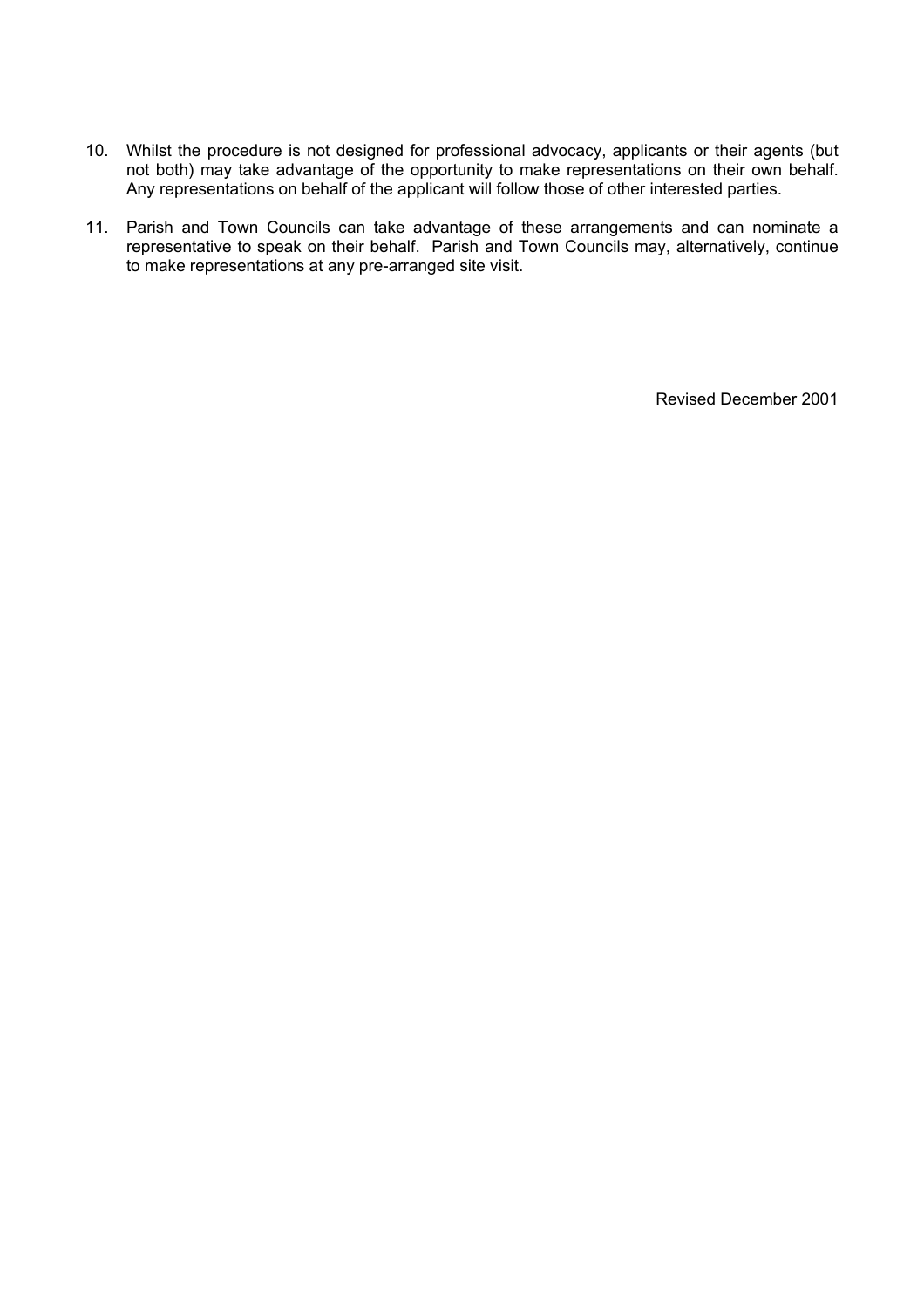10. Whilst the procedure is not designed for professional advocacy, applicants or their agents (but not both) may take advantage of the opportunity to make representations on their own behalf. Any representations on behalf of the applicant will follow those of other interested parties.

11. Parish and Town Councils can take advantage of these arrangements and can nominate a representative to speak on their behalf. Parish and Town Councils may, alternatively, continue to make representations at any pre-arranged site visit.

Revised December 2001